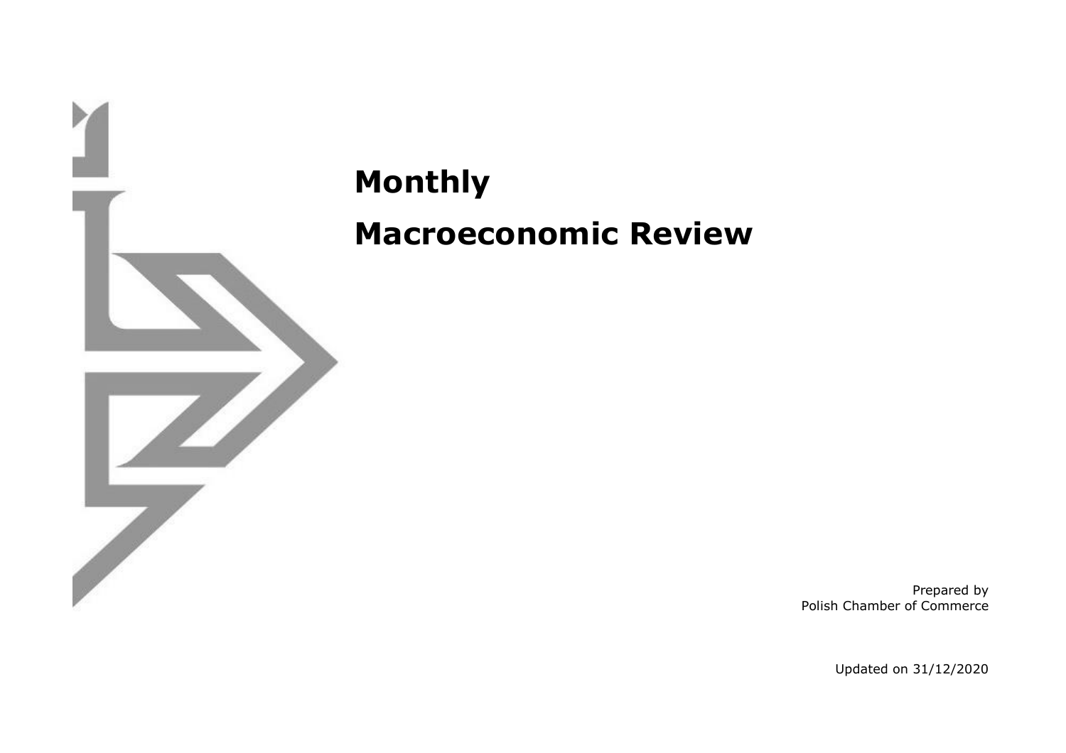# Monthly

# Macroeconomic Review

Prepared by
Polish Chamber of Commerce

Updated on 31/12/2020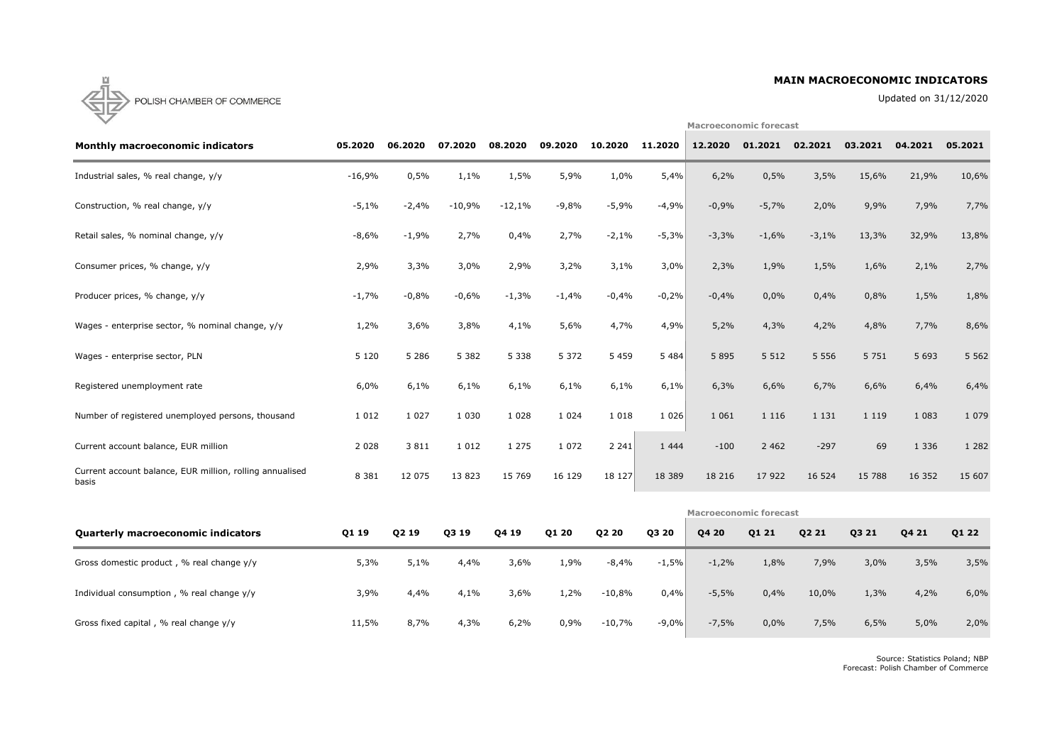POLISH CHAMBER OF COMMERCE

## MAIN MACROECONOMIC INDICATORS

Updated on 31/12/2020

| Monthly macroeconomic indicators | 05.2020 | 06.2020 | 07.2020 | 08.2020 | 09.2020 | 10.2020 | 11.2020 | 12.2020 | 01.2021 | 02.2021 | 03.2021 | 04.2021 | 05.2021 |
|---|---|---|---|---|---|---|---|---|---|---|---|---|---|
| | | | | | | | | Macroeconomic forecast | | | | | |
| Industrial sales, % real change, y/y | -16,9% | 0,5% | 1,1% | 1,5% | 5,9% | 1,0% | 5,4% | 6,2% | 0,5% | 3,5% | 15,6% | 21,9% | 10,6% |
| Construction, % real change, y/y | -5,1% | -2,4% | -10,9% | -12,1% | -9,8% | -5,9% | -4,9% | -0,9% | -5,7% | 2,0% | 9,9% | 7,9% | 7,7% |
| Retail sales, % nominal change, y/y | -8,6% | -1,9% | 2,7% | 0,4% | 2,7% | -2,1% | -5,3% | -3,3% | -1,6% | -3,1% | 13,3% | 32,9% | 13,8% |
| Consumer prices, % change, y/y | 2,9% | 3,3% | 3,0% | 2,9% | 3,2% | 3,1% | 3,0% | 2,3% | 1,9% | 1,5% | 1,6% | 2,1% | 2,7% |
| Producer prices, % change, y/y | -1,7% | -0,8% | -0,6% | -1,3% | -1,4% | -0,4% | -0,2% | -0,4% | 0,0% | 0,4% | 0,8% | 1,5% | 1,8% |
| Wages - enterprise sector, % nominal change, y/y | 1,2% | 3,6% | 3,8% | 4,1% | 5,6% | 4,7% | 4,9% | 5,2% | 4,3% | 4,2% | 4,8% | 7,7% | 8,6% |
| Wages - enterprise sector, PLN | 5 120 | 5 286 | 5 382 | 5 338 | 5 372 | 5 459 | 5 484 | 5 895 | 5 512 | 5 556 | 5 751 | 5 693 | 5 562 |
| Registered unemployment rate | 6,0% | 6,1% | 6,1% | 6,1% | 6,1% | 6,1% | 6,1% | 6,3% | 6,6% | 6,7% | 6,6% | 6,4% | 6,4% |
| Number of registered unemployed persons, thousand | 1 012 | 1 027 | 1 030 | 1 028 | 1 024 | 1 018 | 1 026 | 1 061 | 1 116 | 1 131 | 1 119 | 1 083 | 1 079 |
| Current account balance, EUR million | 2 028 | 3 811 | 1 012 | 1 275 | 1 072 | 2 241 | 1 444 | -100 | 2 462 | -297 | 69 | 1 336 | 1 282 |
| Current account balance, EUR million, rolling annualised basis | 8 381 | 12 075 | 13 823 | 15 769 | 16 129 | 18 127 | 18 389 | 18 216 | 17 922 | 16 524 | 15 788 | 16 352 | 15 607 |

| Quarterly macroeconomic indicators | Q1 19 | Q2 19 | Q3 19 | Q4 19 | Q1 20 | Q2 20 | Q3 20 | Q4 20 | Q1 21 | Q2 21 | Q3 21 | Q4 21 | Q1 22 |
|---|---|---|---|---|---|---|---|---|---|---|---|---|---|
| | | | | | | | | Macroeconomic forecast | | | | | |
| Gross domestic product , % real change y/y | 5,3% | 5,1% | 4,4% | 3,6% | 1,9% | -8,4% | -1,5% | -1,2% | 1,8% | 7,9% | 3,0% | 3,5% | 3,5% |
| Individual consumption , % real change y/y | 3,9% | 4,4% | 4,1% | 3,6% | 1,2% | -10,8% | 0,4% | -5,5% | 0,4% | 10,0% | 1,3% | 4,2% | 6,0% |
| Gross fixed capital , % real change y/y | 11,5% | 8,7% | 4,3% | 6,2% | 0,9% | -10,7% | -9,0% | -7,5% | 0,0% | 7,5% | 6,5% | 5,0% | 2,0% |

Source: Statistics Poland; NBP
Forecast: Polish Chamber of Commerce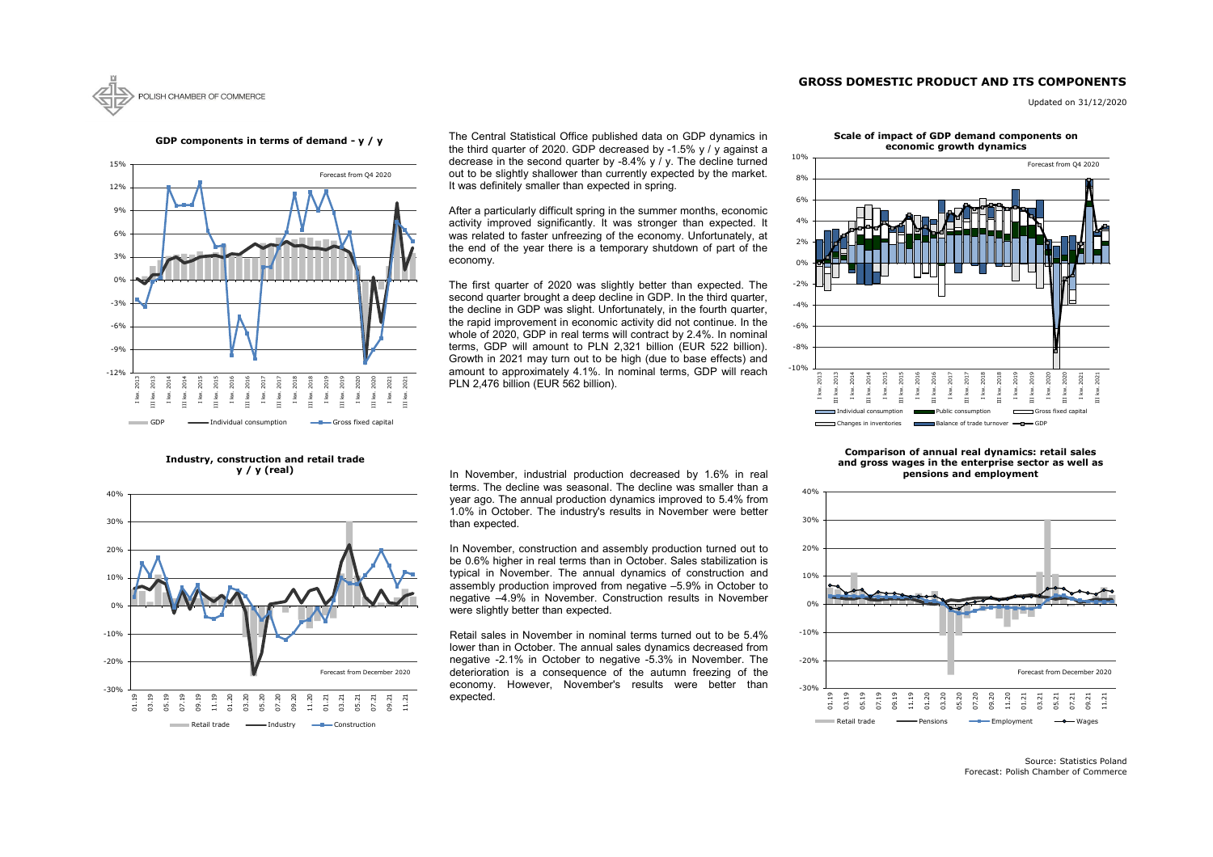# GROSS DOMESTIC PRODUCT AND ITS COMPONENTS

Updated on 31/12/2020

**GDP components in terms of demand - y / y**

The Central Statistical Office published data on GDP dynamics in the third quarter of 2020. GDP decreased by -1.5% y / y against a decrease in the second quarter by -8.4% y / y. The decline turned out to be slightly shallower than currently expected by the market. It was definitely smaller than expected in spring.

After a particularly difficult spring in the summer months, economic activity improved significantly. It was stronger than expected. It was related to faster unfreezing of the economy. Unfortunately, at the end of the year there is a temporary shutdown of part of the economy.

The first quarter of 2020 was slightly better than expected. The second quarter brought a deep decline in GDP. In the third quarter, the decline in GDP was slight. Unfortunately, in the fourth quarter, the rapid improvement in economic activity did not continue. In the whole of 2020, GDP in real terms will contract by 2.4%. In nominal terms, GDP will amount to PLN 2,321 billion (EUR 522 billion). Growth in 2021 may turn out to be high (due to base effects) and amount to approximately 4.1%. In nominal terms, GDP will reach PLN 2,476 billion (EUR 562 billion).

**Scale of impact of GDP demand components on economic growth dynamics**

**Industry, construction and retail trade y / y (real)**

In November, industrial production decreased by 1.6% in real terms. The decline was seasonal. The decline was smaller than a year ago. The annual production dynamics improved to 5.4% from 1.0% in October. The industry's results in November were better than expected.

In November, construction and assembly production turned out to be 0.6% higher in real terms than in October. Sales stabilization is typical in November. The annual dynamics of construction and assembly production improved from negative –5.9% in October to negative –4.9% in November. Construction results in November were slightly better than expected.

Retail sales in November in nominal terms turned out to be 5.4% lower than in October. The annual sales dynamics decreased from negative -2.1% in October to negative -5.3% in November. The deterioration is a consequence of the autumn freezing of the economy. However, November's results were better than expected.

**Comparison of annual real dynamics: retail sales and gross wages in the enterprise sector as well as pensions and employment**

Source: Statistics Poland
Forecast: Polish Chamber of Commerce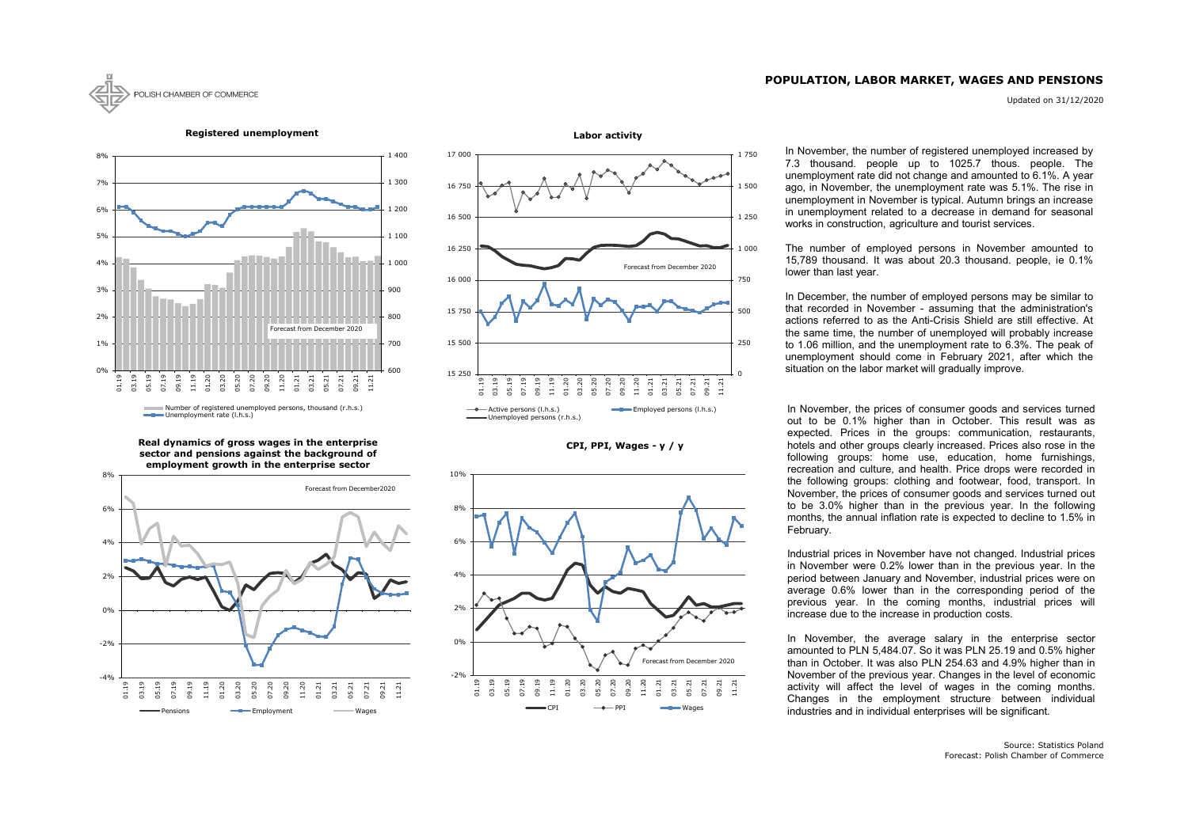# POPULATION, LABOR MARKET, WAGES AND PENSIONS

Updated on 31/12/2020

**Registered unemployment**

Forecast from December 2020

Number of registered unemployed persons, thousand (r.h.s.)
Unemployment rate (l.h.s.)

**Labor activity**

Forecast from December 2020

Active persons (l.h.s.)
Employed persons (l.h.s.)
Unemployed persons (r.h.s.)

**Real dynamics of gross wages in the enterprise sector and pensions against the background of employment growth in the enterprise sector**

Forecast from December2020

Pensions
Employment
Wages

**CPI, PPI, Wages - y / y**

Forecast from December 2020

CPI
PPI
Wages

In November, the number of registered unemployed increased by 7.3 thousand. people up to 1025.7 thous. people. The unemployment rate did not change and amounted to 6.1%. A year ago, in November, the unemployment rate was 5.1%. The rise in unemployment in November is typical. Autumn brings an increase in unemployment related to a decrease in demand for seasonal works in construction, agriculture and tourist services.

The number of employed persons in November amounted to 15,789 thousand. It was about 20.3 thousand. people, ie 0.1% lower than last year.

In December, the number of employed persons may be similar to that recorded in November - assuming that the administration's actions referred to as the Anti-Crisis Shield are still effective. At the same time, the number of unemployed will probably increase to 1.06 million, and the unemployment rate to 6.3%. The peak of unemployment should come in February 2021, after which the situation on the labor market will gradually improve.

In November, the prices of consumer goods and services turned out to be 0.1% higher than in October. This result was as expected. Prices in the groups: communication, restaurants, hotels and other groups clearly increased. Prices also rose in the following groups: home use, education, home furnishings, recreation and culture, and health. Price drops were recorded in the following groups: clothing and footwear, food, transport. In November, the prices of consumer goods and services turned out to be 3.0% higher than in the previous year. In the following months, the annual inflation rate is expected to decline to 1.5% in February.

Industrial prices in November have not changed. Industrial prices in November were 0.2% lower than in the previous year. In the period between January and November, industrial prices were on average 0.6% lower than in the corresponding period of the previous year. In the coming months, industrial prices will increase due to the increase in production costs.

In November, the average salary in the enterprise sector amounted to PLN 5,484.07. So it was PLN 25.19 and 0.5% higher than in October. It was also PLN 254.63 and 4.9% higher than in November of the previous year. Changes in the level of economic activity will affect the level of wages in the coming months. Changes in the employment structure between individual industries and in individual enterprises will be significant.

Source: Statistics Poland
Forecast: Polish Chamber of Commerce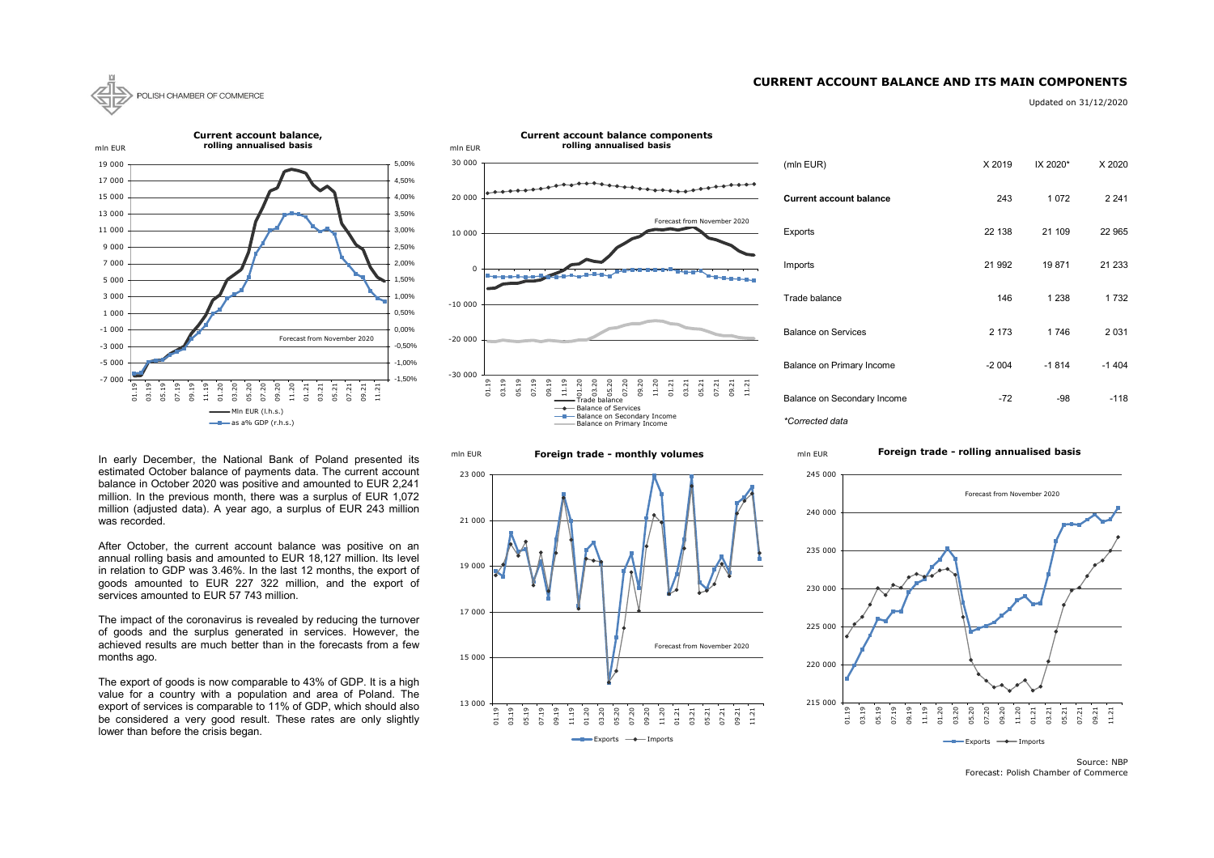POLISH CHAMBER OF COMMERCE

# CURRENT ACCOUNT BALANCE AND ITS MAIN COMPONENTS

Updated on 31/12/2020

**Current account balance, rolling annualised basis**

mln EUR

Forecast from November 2020

Mln EUR (l.h.s.)
as a% GDP (r.h.s.)

**Current account balance components rolling annualised basis**

mln EUR

Forecast from November 2020

Trade balance
Balance of Services
Balance on Secondary Income
Balance on Primary Income

| (mln EUR) | X 2019 | IX 2020* | X 2020 |
|---|---|---|---|
| **Current account balance** | 243 | 1 072 | 2 241 |
| Exports | 22 138 | 21 109 | 22 965 |
| Imports | 21 992 | 19 871 | 21 233 |
| Trade balance | 146 | 1 238 | 1 732 |
| Balance on Services | 2 173 | 1 746 | 2 031 |
| Balance on Primary Income | -2 004 | -1 814 | -1 404 |
| Balance on Secondary Income | -72 | -98 | -118 |

*Corrected data*

In early December, the National Bank of Poland presented its estimated October balance of payments data. The current account balance in October 2020 was positive and amounted to EUR 2,241 million. In the previous month, there was a surplus of EUR 1,072 million (adjusted data). A year ago, a surplus of EUR 243 million was recorded.

After October, the current account balance was positive on an annual rolling basis and amounted to EUR 18,127 million. Its level in relation to GDP was 3.46%. In the last 12 months, the export of goods amounted to EUR 227 322 million, and the export of services amounted to EUR 57 743 million.

The impact of the coronavirus is revealed by reducing the turnover of goods and the surplus generated in services. However, the achieved results are much better than in the forecasts from a few months ago.

The export of goods is now comparable to 43% of GDP. It is a high value for a country with a population and area of Poland. The export of services is comparable to 11% of GDP, which should also be considered a very good result. These rates are only slightly lower than before the crisis began.

**Foreign trade - monthly volumes**

mln EUR

Forecast from November 2020

Exports — Imports

**Foreign trade - rolling annualised basis**

mln EUR

Forecast from November 2020

Exports — Imports

Source: NBP
Forecast: Polish Chamber of Commerce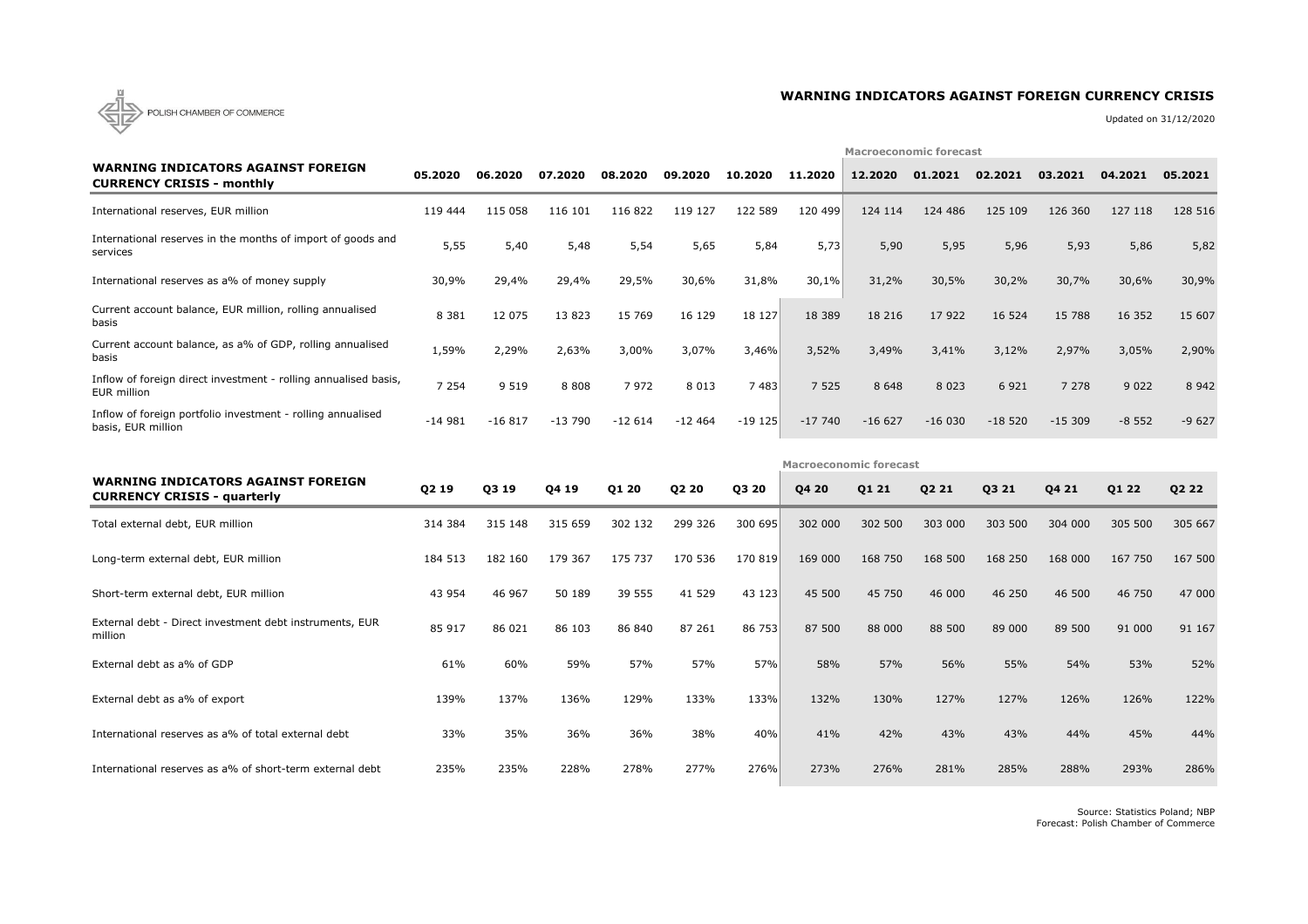POLISH CHAMBER OF COMMERCE

# WARNING INDICATORS AGAINST FOREIGN CURRENCY CRISIS

Updated on 31/12/2020

| WARNING INDICATORS AGAINST FOREIGN CURRENCY CRISIS - monthly | 05.2020 | 06.2020 | 07.2020 | 08.2020 | 09.2020 | 10.2020 | 11.2020 | 12.2020 | 01.2021 | 02.2021 | 03.2021 | 04.2021 | 05.2021 |
|---|---|---|---|---|---|---|---|---|---|---|---|---|---|
| | | | | | | | | Macroeconomic forecast | | | | | |
| International reserves, EUR million | 119 444 | 115 058 | 116 101 | 116 822 | 119 127 | 122 589 | 120 499 | 124 114 | 124 486 | 125 109 | 126 360 | 127 118 | 128 516 |
| International reserves in the months of import of goods and services | 5,55 | 5,40 | 5,48 | 5,54 | 5,65 | 5,84 | 5,73 | 5,90 | 5,95 | 5,96 | 5,93 | 5,86 | 5,82 |
| International reserves as a% of money supply | 30,9% | 29,4% | 29,4% | 29,5% | 30,6% | 31,8% | 30,1% | 31,2% | 30,5% | 30,2% | 30,7% | 30,6% | 30,9% |
| Current account balance, EUR million, rolling annualised basis | 8 381 | 12 075 | 13 823 | 15 769 | 16 129 | 18 127 | 18 389 | 18 216 | 17 922 | 16 524 | 15 788 | 16 352 | 15 607 |
| Current account balance, as a% of GDP, rolling annualised basis | 1,59% | 2,29% | 2,63% | 3,00% | 3,07% | 3,46% | 3,52% | 3,49% | 3,41% | 3,12% | 2,97% | 3,05% | 2,90% |
| Inflow of foreign direct investment - rolling annualised basis, EUR million | 7 254 | 9 519 | 8 808 | 7 972 | 8 013 | 7 483 | 7 525 | 8 648 | 8 023 | 6 921 | 7 278 | 9 022 | 8 942 |
| Inflow of foreign portfolio investment - rolling annualised basis, EUR million | -14 981 | -16 817 | -13 790 | -12 614 | -12 464 | -19 125 | -17 740 | -16 627 | -16 030 | -18 520 | -15 309 | -8 552 | -9 627 |

| WARNING INDICATORS AGAINST FOREIGN CURRENCY CRISIS - quarterly | Q2 19 | Q3 19 | Q4 19 | Q1 20 | Q2 20 | Q3 20 | Q4 20 | Q1 21 | Q2 21 | Q3 21 | Q4 21 | Q1 22 | Q2 22 |
|---|---|---|---|---|---|---|---|---|---|---|---|---|---|
| | | | | | | | Macroeconomic forecast | | | | | | |
| Total external debt, EUR million | 314 384 | 315 148 | 315 659 | 302 132 | 299 326 | 300 695 | 302 000 | 302 500 | 303 000 | 303 500 | 304 000 | 305 500 | 305 667 |
| Long-term external debt, EUR million | 184 513 | 182 160 | 179 367 | 175 737 | 170 536 | 170 819 | 169 000 | 168 750 | 168 500 | 168 250 | 168 000 | 167 750 | 167 500 |
| Short-term external debt, EUR million | 43 954 | 46 967 | 50 189 | 39 555 | 41 529 | 43 123 | 45 500 | 45 750 | 46 000 | 46 250 | 46 500 | 46 750 | 47 000 |
| External debt - Direct investment debt instruments, EUR million | 85 917 | 86 021 | 86 103 | 86 840 | 87 261 | 86 753 | 87 500 | 88 000 | 88 500 | 89 000 | 89 500 | 91 000 | 91 167 |
| External debt as a% of GDP | 61% | 60% | 59% | 57% | 57% | 57% | 58% | 57% | 56% | 55% | 54% | 53% | 52% |
| External debt as a% of export | 139% | 137% | 136% | 129% | 133% | 133% | 132% | 130% | 127% | 127% | 126% | 126% | 122% |
| International reserves as a% of total external debt | 33% | 35% | 36% | 36% | 38% | 40% | 41% | 42% | 43% | 43% | 44% | 45% | 44% |
| International reserves as a% of short-term external debt | 235% | 235% | 228% | 278% | 277% | 276% | 273% | 276% | 281% | 285% | 288% | 293% | 286% |

Source: Statistics Poland; NBP
Forecast: Polish Chamber of Commerce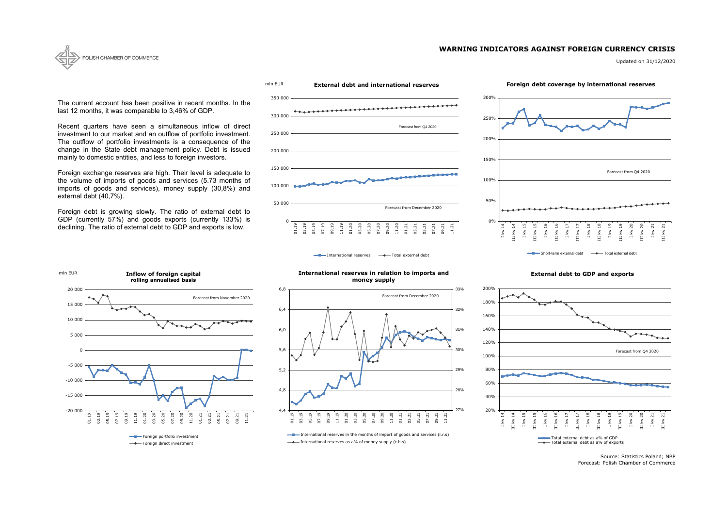POLISH CHAMBER OF COMMERCE

# WARNING INDICATORS AGAINST FOREIGN CURRENCY CRISIS

Updated on 31/12/2020

The current account has been positive in recent months. In the last 12 months, it was comparable to 3,46% of GDP.

Recent quarters have seen a simultaneous inflow of direct investment to our market and an outflow of portfolio investment. The outflow of portfolio investments is a consequence of the change in the State debt management policy. Debt is issued mainly to domestic entities, and less to foreign investors.

Foreign exchange reserves are high. Their level is adequate to the volume of imports of goods and services (5.73 months of imports of goods and services), money supply (30,8%) and external debt (40,7%).

Foreign debt is growing slowly. The ratio of external debt to GDP (currently 57%) and goods exports (currently 133%) is declining. The ratio of external debt to GDP and exports is low.

**External debt and international reserves**

mln EUR

350 000
300 000
250 000
200 000
150 000
100 000
50 000
0

01.19 03.19 05.19 07.19 09.19 11.19 01.20 03.20 05.20 07.20 09.20 11.20 01.21 03.21 05.21 07.21 09.21 11.21

Forecast from Q4 2020

Forecast from December 2020

International reserves — Total external debt

**Foreign debt coverage by international reserves**

300%
250%
200%
150%
100%
50%
0%

I kw 14 III kw 14 I kw 15 III kw 15 I kw 16 III kw 16 I kw 17 III kw 17 I kw 18 III kw 18 I kw 19 III kw 19 I kw 20 III kw 20 I kw 21 III kw 21

Forecast from Q4 2020

Short-term external debt — Total external debt

**Inflow of foreign capital rolling annualised basis**

mln EUR

20 000
15 000
10 000
5 000
0
-5 000
-10 000
-15 000
-20 000

01.19 03.19 05.19 07.19 09.19 11.19 01.20 03.20 05.20 07.20 09.20 11.20 01.21 03.21 05.21 07.21 09.21 11.21

Forecast from November 2020

Foreign portfolio investment
Foreign direct investment

**International reserves in relation to imports and money supply**

6,8
6,4
6,0
5,6
5,2
4,8
4,4

33%
32%
31%
30%
29%
28%
27%

01.19 03.19 05.19 07.19 09.19 11.19 01.20 03.20 05.20 07.20 09.20 11.20 01.21 03.21 05.21 07.21 09.21 11.21

Forecast from December 2020

International reserves in the months of import of goods and services (l.r.s)
International reserves as a% of money supply (r.h.s)

**External debt to GDP and exports**

200%
180%
160%
140%
120%
100%
80%
60%
40%
20%

I kw 14 III kw 14 I kw 15 III kw 15 I kw 16 III kw 16 I kw 17 III kw 17 I kw 18 III kw 18 I kw 19 III kw 19 I kw 20 III kw 20 I kw 21 III kw 21

Forecast from Q4 2020

Total external debt as a% of GDP
Total external debt as a% of exports

Source: Statistics Poland; NBP
Forecast: Polish Chamber of Commerce